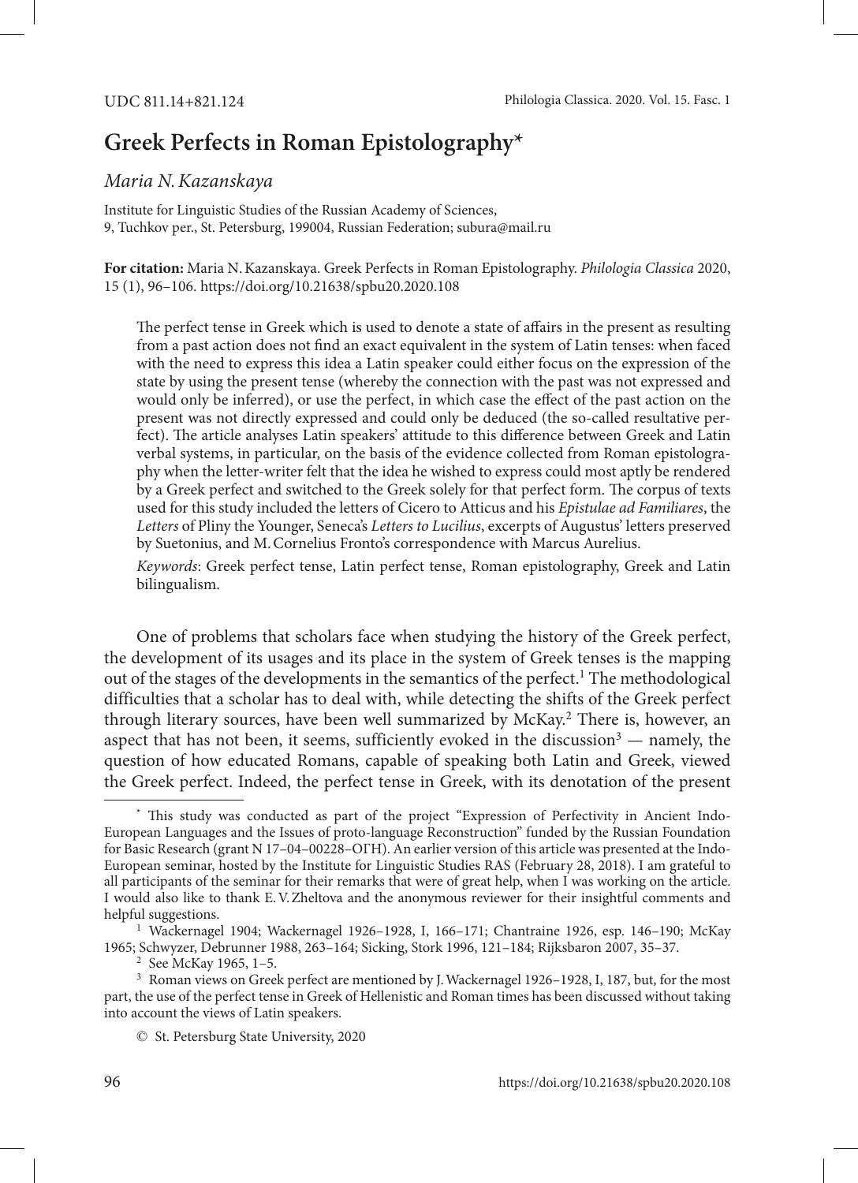UDC 811.14+821.124

# Greek Perfects in Roman Epistolography*

*Maria N. Kazanskaya*

Institute for Linguistic Studies of the Russian Academy of Sciences,
9, Tuchkov per., St. Petersburg, 199004, Russian Federation; subura@mail.ru

**For citation:** Maria N. Kazanskaya. Greek Perfects in Roman Epistolography. *Philologia Classica* 2020, 15 (1), 96–106. https://doi.org/10.21638/spbu20.2020.108

The perfect tense in Greek which is used to denote a state of affairs in the present as resulting from a past action does not find an exact equivalent in the system of Latin tenses: when faced with the need to express this idea a Latin speaker could either focus on the expression of the state by using the present tense (whereby the connection with the past was not expressed and would only be inferred), or use the perfect, in which case the effect of the past action on the present was not directly expressed and could only be deduced (the so-called resultative perfect). The article analyses Latin speakers' attitude to this difference between Greek and Latin verbal systems, in particular, on the basis of the evidence collected from Roman epistolography when the letter-writer felt that the idea he wished to express could most aptly be rendered by a Greek perfect and switched to the Greek solely for that perfect form. The corpus of texts used for this study included the letters of Cicero to Atticus and his *Epistulae ad Familiares*, the *Letters* of Pliny the Younger, Seneca's *Letters to Lucilius*, excerpts of Augustus' letters preserved by Suetonius, and M. Cornelius Fronto's correspondence with Marcus Aurelius.

*Keywords*: Greek perfect tense, Latin perfect tense, Roman epistolography, Greek and Latin bilingualism.

One of problems that scholars face when studying the history of the Greek perfect, the development of its usages and its place in the system of Greek tenses is the mapping out of the stages of the developments in the semantics of the perfect.[1] The methodological difficulties that a scholar has to deal with, while detecting the shifts of the Greek perfect through literary sources, have been well summarized by McKay.[2] There is, however, an aspect that has not been, it seems, sufficiently evoked in the discussion[3] — namely, the question of how educated Romans, capable of speaking both Latin and Greek, viewed the Greek perfect. Indeed, the perfect tense in Greek, with its denotation of the present

---

* This study was conducted as part of the project "Expression of Perfectivity in Ancient Indo-European Languages and the Issues of proto-language Reconstruction" funded by the Russian Foundation for Basic Research (grant N 17–04–00228–ОГН). An earlier version of this article was presented at the Indo-European seminar, hosted by the Institute for Linguistic Studies RAS (February 28, 2018). I am grateful to all participants of the seminar for their remarks that were of great help, when I was working on the article. I would also like to thank E. V. Zheltova and the anonymous reviewer for their insightful comments and helpful suggestions.

[1] Wackernagel 1904; Wackernagel 1926–1928, I, 166–171; Chantraine 1926, esp. 146–190; McKay 1965; Schwyzer, Debrunner 1988, 263–164; Sicking, Stork 1996, 121–184; Rijksbaron 2007, 35–37.

[2] See McKay 1965, 1–5.

[3] Roman views on Greek perfect are mentioned by J. Wackernagel 1926–1928, I, 187, but, for the most part, the use of the perfect tense in Greek of Hellenistic and Roman times has been discussed without taking into account the views of Latin speakers.

© St. Petersburg State University, 2020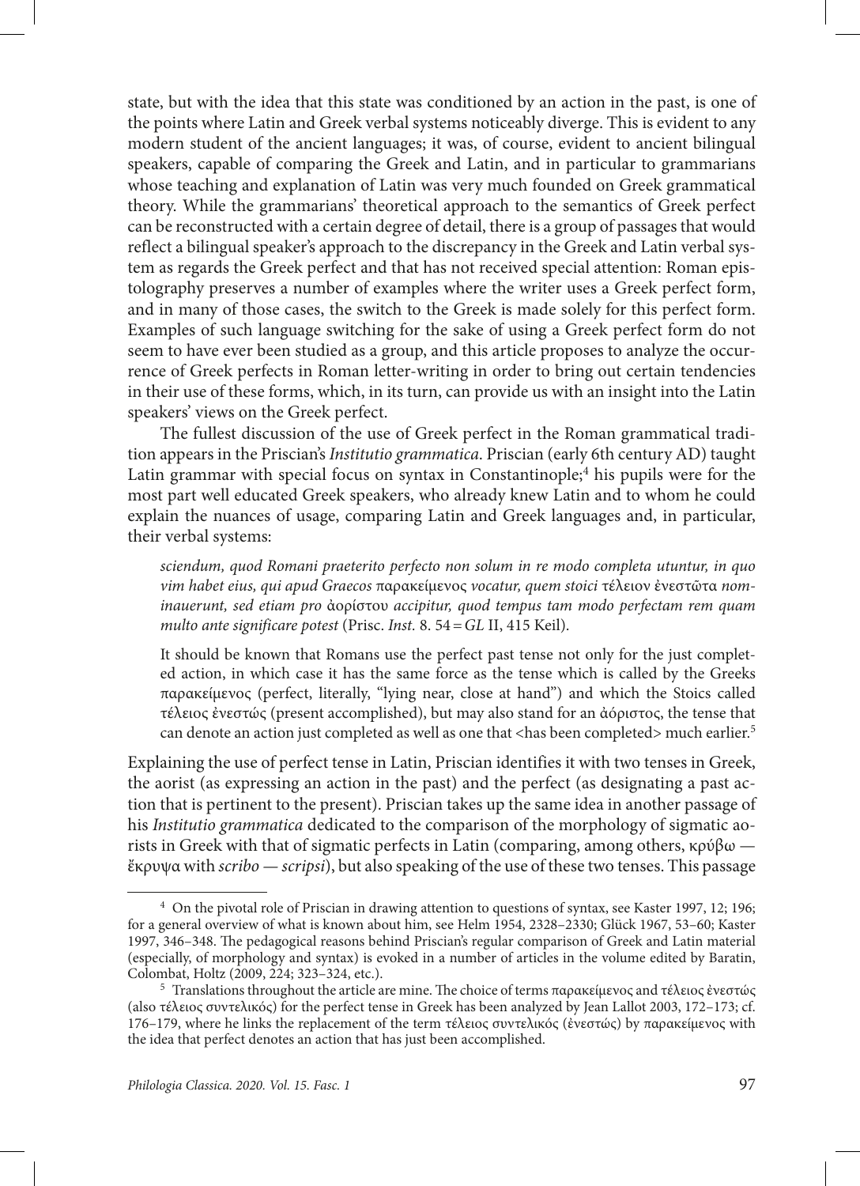state, but with the idea that this state was conditioned by an action in the past, is one of the points where Latin and Greek verbal systems noticeably diverge. This is evident to any modern student of the ancient languages; it was, of course, evident to ancient bilingual speakers, capable of comparing the Greek and Latin, and in particular to grammarians whose teaching and explanation of Latin was very much founded on Greek grammatical theory. While the grammarians' theoretical approach to the semantics of Greek perfect can be reconstructed with a certain degree of detail, there is a group of passages that would reflect a bilingual speaker's approach to the discrepancy in the Greek and Latin verbal system as regards the Greek perfect and that has not received special attention: Roman epistolography preserves a number of examples where the writer uses a Greek perfect form, and in many of those cases, the switch to the Greek is made solely for this perfect form. Examples of such language switching for the sake of using a Greek perfect form do not seem to have ever been studied as a group, and this article proposes to analyze the occurrence of Greek perfects in Roman letter-writing in order to bring out certain tendencies in their use of these forms, which, in its turn, can provide us with an insight into the Latin speakers' views on the Greek perfect.

The fullest discussion of the use of Greek perfect in the Roman grammatical tradition appears in the Priscian's *Institutio grammatica*. Priscian (early 6th century AD) taught Latin grammar with special focus on syntax in Constantinople;[4] his pupils were for the most part well educated Greek speakers, who already knew Latin and to whom he could explain the nuances of usage, comparing Latin and Greek languages and, in particular, their verbal systems:

> *sciendum, quod Romani praeterito perfecto non solum in re modo completa utuntur, in quo vim habet eius, qui apud Graecos* παρακείμενος *vocatur, quem stoici* τέλειον ἐνεστῶτα *nominauerunt, sed etiam pro* ἀορίστου *accipitur, quod tempus tam modo perfectam rem quam multo ante significare potest* (Prisc. *Inst.* 8. 54 = *GL* II, 415 Keil).

> It should be known that Romans use the perfect past tense not only for the just completed action, in which case it has the same force as the tense which is called by the Greeks παρακείμενος (perfect, literally, "lying near, close at hand") and which the Stoics called τέλειος ἐνεστώς (present accomplished), but may also stand for an ἀόριστος, the tense that can denote an action just completed as well as one that <has been completed> much earlier.[5]

Explaining the use of perfect tense in Latin, Priscian identifies it with two tenses in Greek, the aorist (as expressing an action in the past) and the perfect (as designating a past action that is pertinent to the present). Priscian takes up the same idea in another passage of his *Institutio grammatica* dedicated to the comparison of the morphology of sigmatic aorists in Greek with that of sigmatic perfects in Latin (comparing, among others, κρύβω — ἔκρυψα with *scribo — scripsi*), but also speaking of the use of these two tenses. This passage

---

[4] On the pivotal role of Priscian in drawing attention to questions of syntax, see Kaster 1997, 12; 196; for a general overview of what is known about him, see Helm 1954, 2328–2330; Glück 1967, 53–60; Kaster 1997, 346–348. The pedagogical reasons behind Priscian's regular comparison of Greek and Latin material (especially, of morphology and syntax) is evoked in a number of articles in the volume edited by Baratin, Colombat, Holtz (2009, 224; 323–324, etc.).

[5] Translations throughout the article are mine. The choice of terms παρακείμενος and τέλειος ἐνεστώς (also τέλειος συντελικός) for the perfect tense in Greek has been analyzed by Jean Lallot 2003, 172–173; cf. 176–179, where he links the replacement of the term τέλειος συντελικός (ἐνεστώς) by παρακείμενος with the idea that perfect denotes an action that has just been accomplished.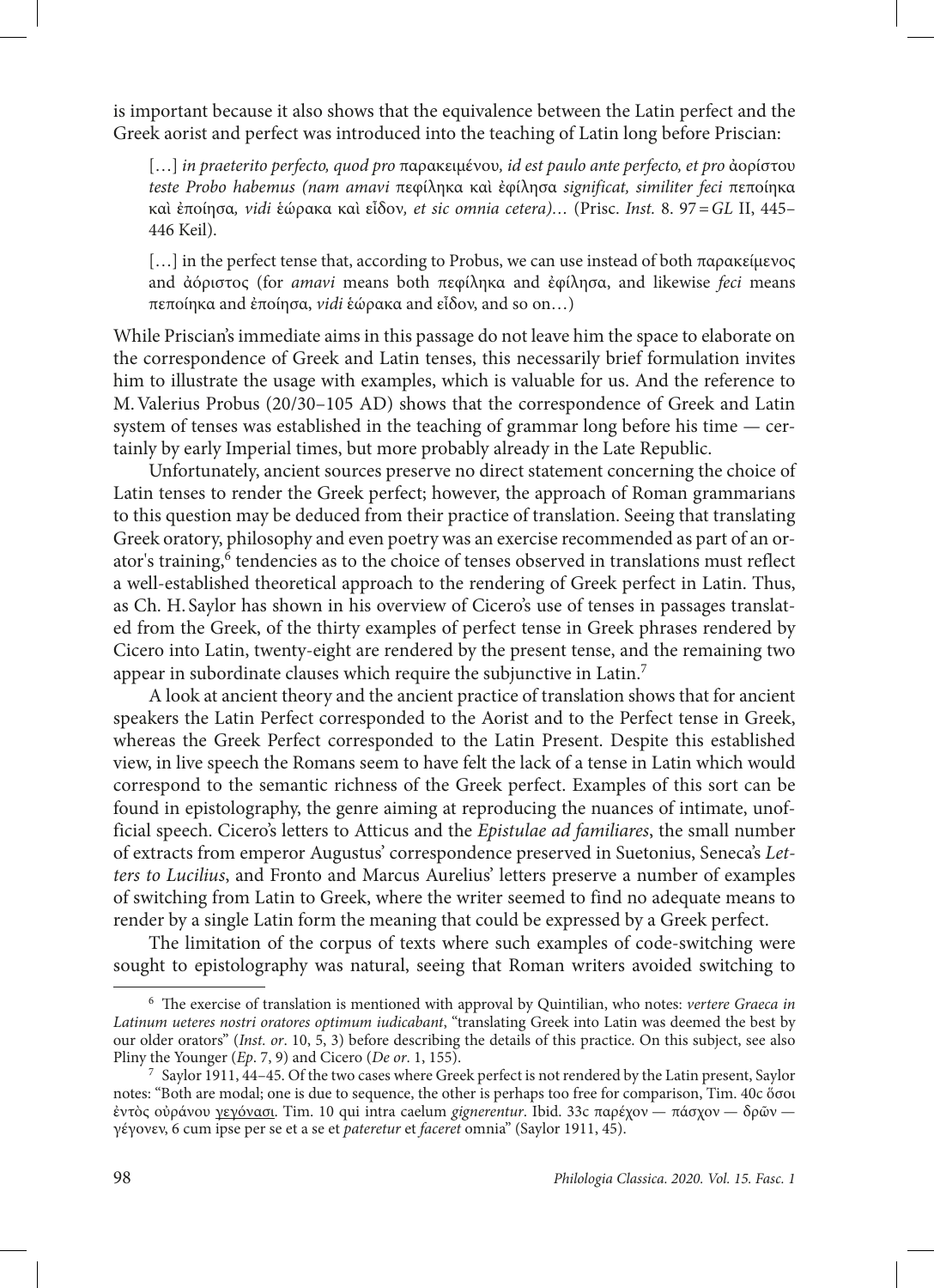is important because it also shows that the equivalence between the Latin perfect and the Greek aorist and perfect was introduced into the teaching of Latin long before Priscian:

> […] *in praeterito perfecto, quod pro* παρακειμένου*, id est paulo ante perfecto, et pro* ἀορίστου *teste Probo habemus (nam amavi* πεφίληκα καὶ ἐφίλησα *significat, similiter feci* πεποίηκα καὶ ἐποίησα*, vidi* ἑώρακα καὶ εἶδον*, et sic omnia cetera)…* (Prisc. *Inst.* 8. 97 = *GL* II, 445–446 Keil).
>
> […] in the perfect tense that, according to Probus, we can use instead of both παρακείμενος and ἀόριστος (for *amavi* means both πεφίληκα and ἐφίλησα, and likewise *feci* means πεποίηκα and ἐποίησα, *vidi* ἑώρακα and εἶδον, and so on…)

While Priscian's immediate aims in this passage do not leave him the space to elaborate on the correspondence of Greek and Latin tenses, this necessarily brief formulation invites him to illustrate the usage with examples, which is valuable for us. And the reference to M. Valerius Probus (20/30–105 AD) shows that the correspondence of Greek and Latin system of tenses was established in the teaching of grammar long before his time — certainly by early Imperial times, but more probably already in the Late Republic.

Unfortunately, ancient sources preserve no direct statement concerning the choice of Latin tenses to render the Greek perfect; however, the approach of Roman grammarians to this question may be deduced from their practice of translation. Seeing that translating Greek oratory, philosophy and even poetry was an exercise recommended as part of an orator's training,[6] tendencies as to the choice of tenses observed in translations must reflect a well-established theoretical approach to the rendering of Greek perfect in Latin. Thus, as Ch. H. Saylor has shown in his overview of Cicero's use of tenses in passages translated from the Greek, of the thirty examples of perfect tense in Greek phrases rendered by Cicero into Latin, twenty-eight are rendered by the present tense, and the remaining two appear in subordinate clauses which require the subjunctive in Latin.[7]

A look at ancient theory and the ancient practice of translation shows that for ancient speakers the Latin Perfect corresponded to the Aorist and to the Perfect tense in Greek, whereas the Greek Perfect corresponded to the Latin Present. Despite this established view, in live speech the Romans seem to have felt the lack of a tense in Latin which would correspond to the semantic richness of the Greek perfect. Examples of this sort can be found in epistolography, the genre aiming at reproducing the nuances of intimate, unofficial speech. Cicero's letters to Atticus and the *Epistulae ad familiares*, the small number of extracts from emperor Augustus' correspondence preserved in Suetonius, Seneca's *Letters to Lucilius*, and Fronto and Marcus Aurelius' letters preserve a number of examples of switching from Latin to Greek, where the writer seemed to find no adequate means to render by a single Latin form the meaning that could be expressed by a Greek perfect.

The limitation of the corpus of texts where such examples of code-switching were sought to epistolography was natural, seeing that Roman writers avoided switching to

---

[6] The exercise of translation is mentioned with approval by Quintilian, who notes: *vertere Graeca in Latinum ueteres nostri oratores optimum iudicabant*, "translating Greek into Latin was deemed the best by our older orators" (*Inst. or*. 10, 5, 3) before describing the details of this practice. On this subject, see also Pliny the Younger (*Ep*. 7, 9) and Cicero (*De or*. 1, 155).

[7] Saylor 1911, 44–45. Of the two cases where Greek perfect is not rendered by the Latin present, Saylor notes: "Both are modal; one is due to sequence, the other is perhaps too free for comparison, Tim. 40c ὅσοι ἐντὸς οὐράνου γεγόνασι. Tim. 10 qui intra caelum *gignerentur*. Ibid. 33c παρέχον — πάσχον — δρῶν — γέγονεν, 6 cum ipse per se et a se et *pateretur* et *faceret* omnia" (Saylor 1911, 45).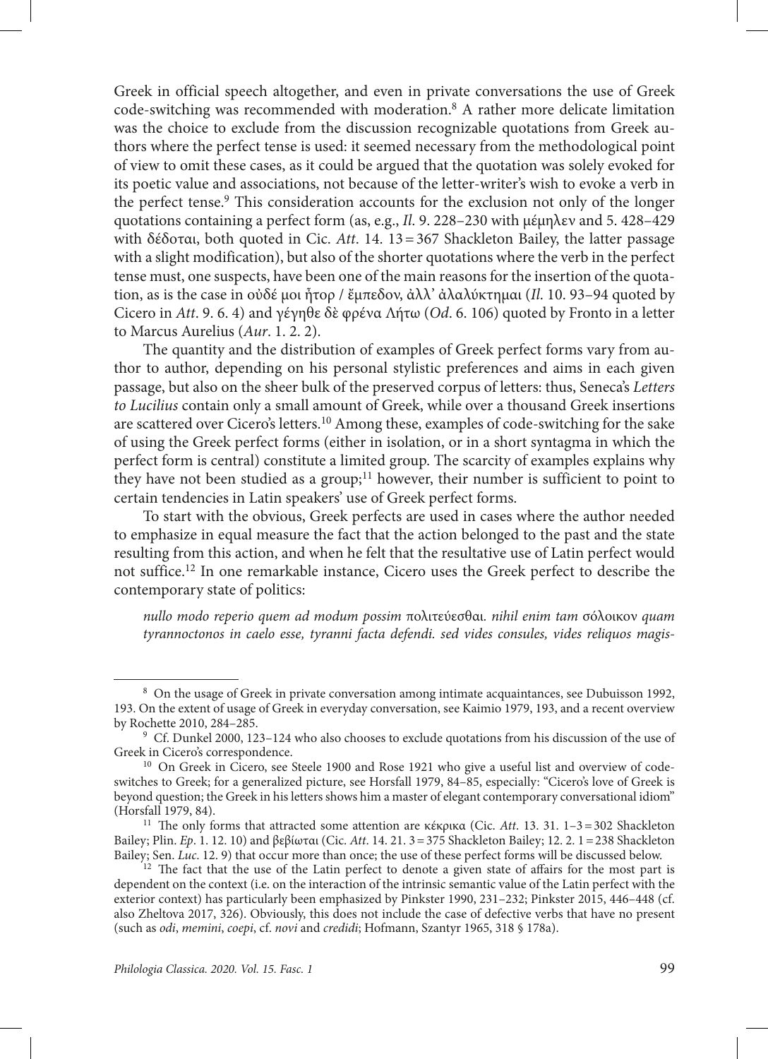Greek in official speech altogether, and even in private conversations the use of Greek code-switching was recommended with moderation.[8] A rather more delicate limitation was the choice to exclude from the discussion recognizable quotations from Greek authors where the perfect tense is used: it seemed necessary from the methodological point of view to omit these cases, as it could be argued that the quotation was solely evoked for its poetic value and associations, not because of the letter-writer's wish to evoke a verb in the perfect tense.[9] This consideration accounts for the exclusion not only of the longer quotations containing a perfect form (as, e.g., *Il*. 9. 228–230 with μέμηλεν and 5. 428–429 with δέδοται, both quoted in Cic. *Att*. 14. 13 = 367 Shackleton Bailey, the latter passage with a slight modification), but also of the shorter quotations where the verb in the perfect tense must, one suspects, have been one of the main reasons for the insertion of the quotation, as is the case in οὐδέ μοι ἦτορ / ἔμπεδον, ἀλλ' ἀλαλύκτημαι (*Il*. 10. 93–94 quoted by Cicero in *Att*. 9. 6. 4) and γέγηθε δὲ φρένα Λήτω (*Od*. 6. 106) quoted by Fronto in a letter to Marcus Aurelius (*Aur*. 1. 2. 2).

The quantity and the distribution of examples of Greek perfect forms vary from author to author, depending on his personal stylistic preferences and aims in each given passage, but also on the sheer bulk of the preserved corpus of letters: thus, Seneca's *Letters to Lucilius* contain only a small amount of Greek, while over a thousand Greek insertions are scattered over Cicero's letters.[10] Among these, examples of code-switching for the sake of using the Greek perfect forms (either in isolation, or in a short syntagma in which the perfect form is central) constitute a limited group. The scarcity of examples explains why they have not been studied as a group;[11] however, their number is sufficient to point to certain tendencies in Latin speakers' use of Greek perfect forms.

To start with the obvious, Greek perfects are used in cases where the author needed to emphasize in equal measure the fact that the action belonged to the past and the state resulting from this action, and when he felt that the resultative use of Latin perfect would not suffice.[12] In one remarkable instance, Cicero uses the Greek perfect to describe the contemporary state of politics:

*nullo modo reperio quem ad modum possim* πολιτεύεσθαι. *nihil enim tam* σόλοικον *quam tyrannoctonos in caelo esse, tyranni facta defendi. sed vides consules, vides reliquos magis-*

---

[8] On the usage of Greek in private conversation among intimate acquaintances, see Dubuisson 1992, 193. On the extent of usage of Greek in everyday conversation, see Kaimio 1979, 193, and a recent overview by Rochette 2010, 284–285.

[9] Cf. Dunkel 2000, 123–124 who also chooses to exclude quotations from his discussion of the use of Greek in Cicero's correspondence.

[10] On Greek in Cicero, see Steele 1900 and Rose 1921 who give a useful list and overview of code-switches to Greek; for a generalized picture, see Horsfall 1979, 84–85, especially: "Cicero's love of Greek is beyond question; the Greek in his letters shows him a master of elegant contemporary conversational idiom" (Horsfall 1979, 84).

[11] The only forms that attracted some attention are κέκρικα (Cic. *Att*. 13. 31. 1–3 = 302 Shackleton Bailey; Plin. *Ep*. 1. 12. 10) and βεβίωται (Cic. *Att*. 14. 21. 3 = 375 Shackleton Bailey; 12. 2. 1 = 238 Shackleton Bailey; Sen. *Luc*. 12. 9) that occur more than once; the use of these perfect forms will be discussed below.

[12] The fact that the use of the Latin perfect to denote a given state of affairs for the most part is dependent on the context (i.e. on the interaction of the intrinsic semantic value of the Latin perfect with the exterior context) has particularly been emphasized by Pinkster 1990, 231–232; Pinkster 2015, 446–448 (cf. also Zheltova 2017, 326). Obviously, this does not include the case of defective verbs that have no present (such as *odi*, *memini*, *coepi*, cf. *novi* and *credidi*; Hofmann, Szantyr 1965, 318 § 178a).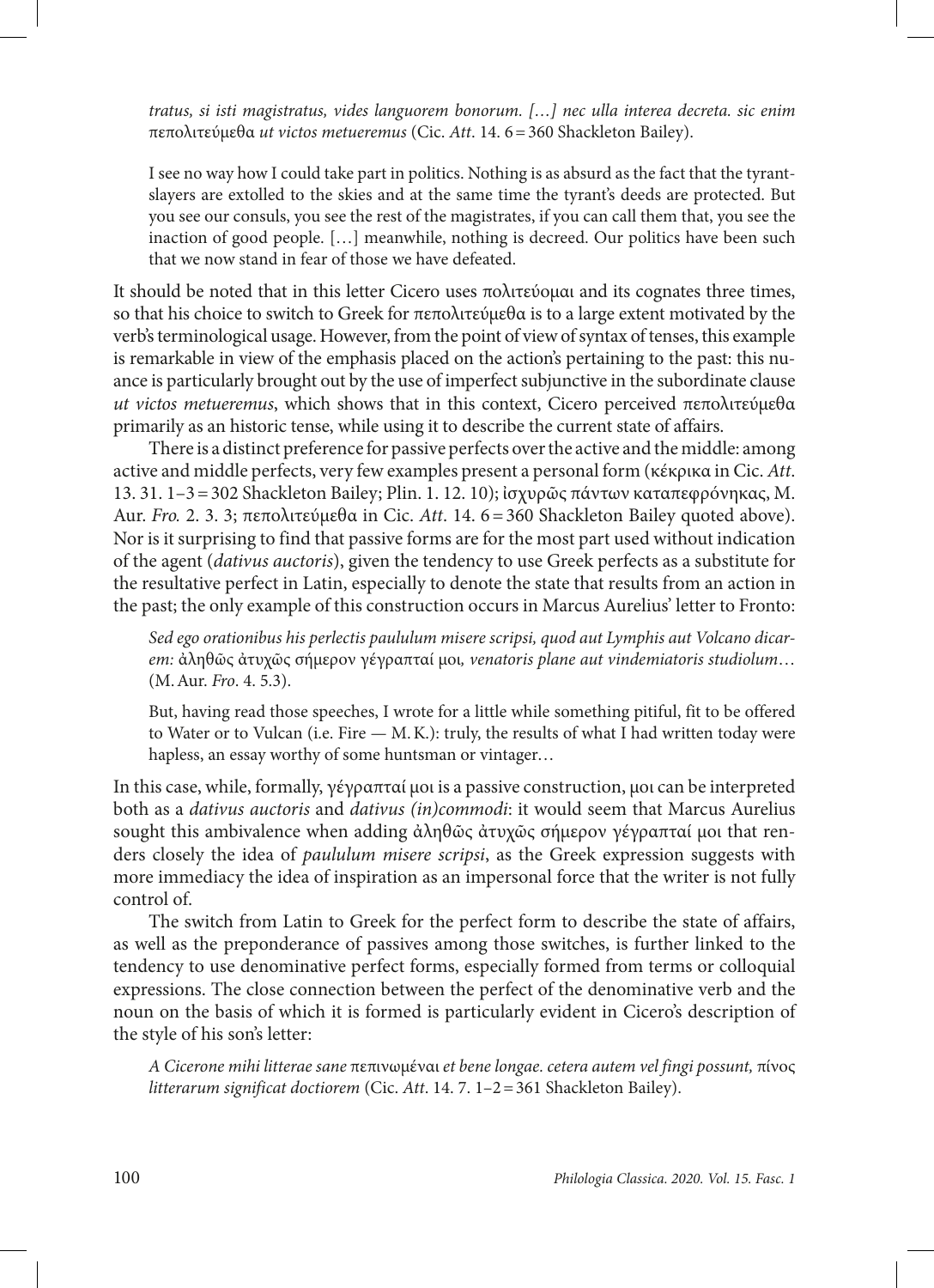*tratus, si isti magistratus, vides languorem bonorum. […] nec ulla interea decreta. sic enim* πεπολιτεύμεθα *ut victos metueremus* (Cic. *Att*. 14. 6 = 360 Shackleton Bailey).

> I see no way how I could take part in politics. Nothing is as absurd as the fact that the tyrant-slayers are extolled to the skies and at the same time the tyrant's deeds are protected. But you see our consuls, you see the rest of the magistrates, if you can call them that, you see the inaction of good people. […] meanwhile, nothing is decreed. Our politics have been such that we now stand in fear of those we have defeated.

It should be noted that in this letter Cicero uses πολιτεύομαι and its cognates three times, so that his choice to switch to Greek for πεπολιτεύμεθα is to a large extent motivated by the verb's terminological usage. However, from the point of view of syntax of tenses, this example is remarkable in view of the emphasis placed on the action's pertaining to the past: this nuance is particularly brought out by the use of imperfect subjunctive in the subordinate clause *ut victos metueremus*, which shows that in this context, Cicero perceived πεπολιτεύμεθα primarily as an historic tense, while using it to describe the current state of affairs.

There is a distinct preference for passive perfects over the active and the middle: among active and middle perfects, very few examples present a personal form (κέκρικα in Cic. *Att*. 13. 31. 1–3 = 302 Shackleton Bailey; Plin. 1. 12. 10); ἰσχυρῶς πάντων καταπεφρόνηκας, M. Aur. *Fro.* 2. 3. 3; πεπολιτεύμεθα in Cic. *Att*. 14. 6 = 360 Shackleton Bailey quoted above). Nor is it surprising to find that passive forms are for the most part used without indication of the agent (*dativus auctoris*), given the tendency to use Greek perfects as a substitute for the resultative perfect in Latin, especially to denote the state that results from an action in the past; the only example of this construction occurs in Marcus Aurelius' letter to Fronto:

> *Sed ego orationibus his perlectis paululum misere scripsi, quod aut Lymphis aut Volcano dicarem:* ἀληθῶς ἀτυχῶς σήμερον γέγραπταί μοι*, venatoris plane aut vindemiatoris studiolum*… (M. Aur. *Fro*. 4. 5.3).

> But, having read those speeches, I wrote for a little while something pitiful, fit to be offered to Water or to Vulcan (i.e. Fire — M. K.): truly, the results of what I had written today were hapless, an essay worthy of some huntsman or vintager…

In this case, while, formally, γέγραπταί μοι is a passive construction, μοι can be interpreted both as a *dativus auctoris* and *dativus (in)commodi*: it would seem that Marcus Aurelius sought this ambivalence when adding ἀληθῶς ἀτυχῶς σήμερον γέγραπταί μοι that renders closely the idea of *paululum misere scripsi*, as the Greek expression suggests with more immediacy the idea of inspiration as an impersonal force that the writer is not fully control of.

The switch from Latin to Greek for the perfect form to describe the state of affairs, as well as the preponderance of passives among those switches, is further linked to the tendency to use denominative perfect forms, especially formed from terms or colloquial expressions. The close connection between the perfect of the denominative verb and the noun on the basis of which it is formed is particularly evident in Cicero's description of the style of his son's letter:

> *A Cicerone mihi litterae sane* πεπινωμέναι *et bene longae. cetera autem vel fingi possunt,* πίνος *litterarum significat doctiorem* (Cic. *Att*. 14. 7. 1–2 = 361 Shackleton Bailey).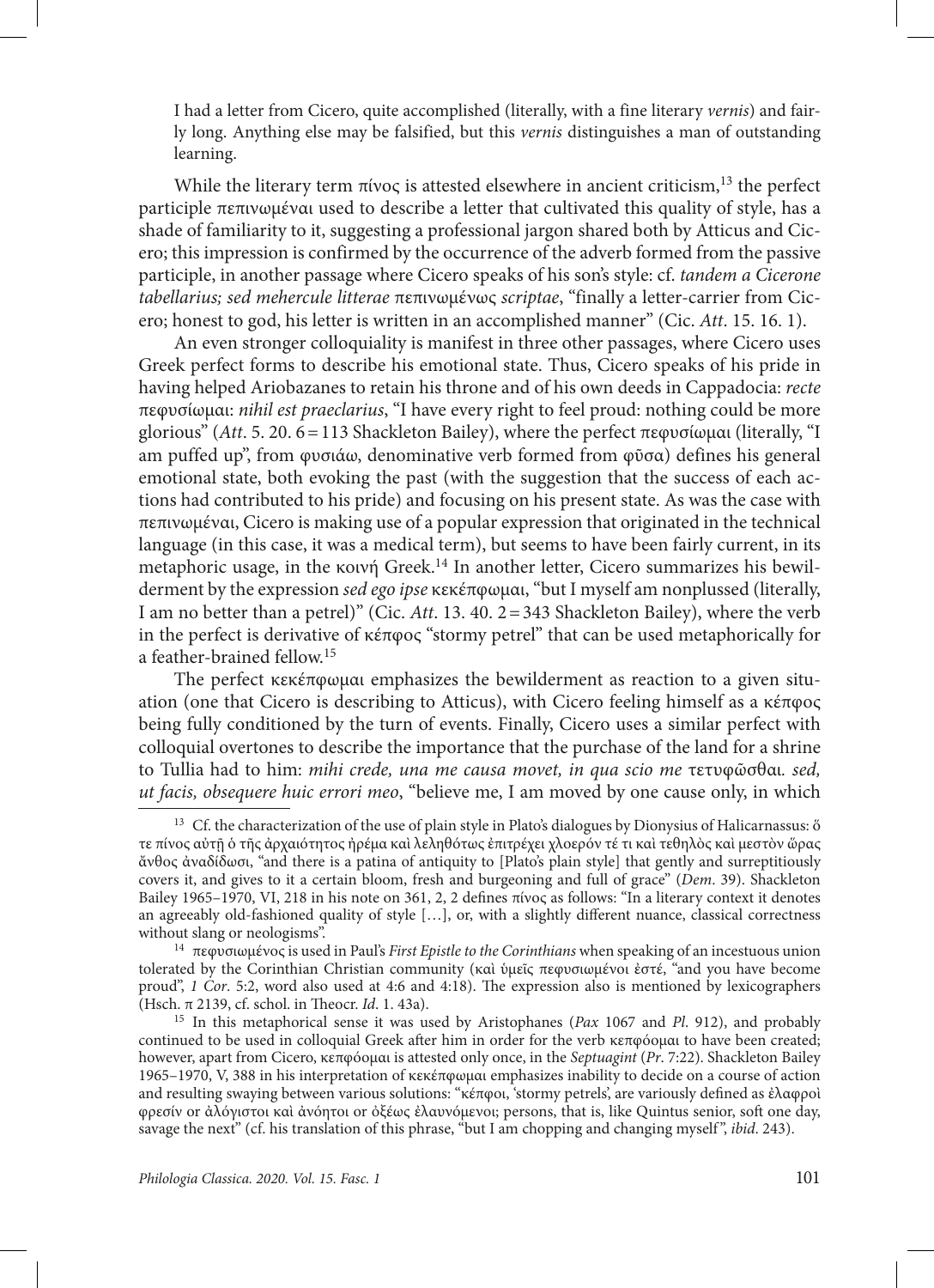I had a letter from Cicero, quite accomplished (literally, with a fine literary *vernis*) and fairly long. Anything else may be falsified, but this *vernis* distinguishes a man of outstanding learning.

While the literary term πίνος is attested elsewhere in ancient criticism,[13] the perfect participle πεπινωμέναι used to describe a letter that cultivated this quality of style, has a shade of familiarity to it, suggesting a professional jargon shared both by Atticus and Cicero; this impression is confirmed by the occurrence of the adverb formed from the passive participle, in another passage where Cicero speaks of his son's style: cf. *tandem a Cicerone tabellarius; sed mehercule litterae* πεπινωμένως *scriptae*, "finally a letter-carrier from Cicero; honest to god, his letter is written in an accomplished manner" (Cic. *Att*. 15. 16. 1).

An even stronger colloquiality is manifest in three other passages, where Cicero uses Greek perfect forms to describe his emotional state. Thus, Cicero speaks of his pride in having helped Ariobazanes to retain his throne and of his own deeds in Cappadocia: *recte* πεφυσίωμαι: *nihil est praeclarius*, "I have every right to feel proud: nothing could be more glorious" (*Att*. 5. 20. 6 = 113 Shackleton Bailey), where the perfect πεφυσίωμαι (literally, "I am puffed up", from φυσιάω, denominative verb formed from φῦσα) defines his general emotional state, both evoking the past (with the suggestion that the success of each actions had contributed to his pride) and focusing on his present state. As was the case with πεπινωμέναι, Cicero is making use of a popular expression that originated in the technical language (in this case, it was a medical term), but seems to have been fairly current, in its metaphoric usage, in the κοινή Greek.[14] In another letter, Cicero summarizes his bewilderment by the expression *sed ego ipse* κεκέπφωμαι, "but I myself am nonplussed (literally, I am no better than a petrel)" (Cic. *Att*. 13. 40. 2 = 343 Shackleton Bailey), where the verb in the perfect is derivative of κέπφος "stormy petrel" that can be used metaphorically for a feather-brained fellow.[15]

The perfect κεκέπφωμαι emphasizes the bewilderment as reaction to a given situation (one that Cicero is describing to Atticus), with Cicero feeling himself as a κέπφος being fully conditioned by the turn of events. Finally, Cicero uses a similar perfect with colloquial overtones to describe the importance that the purchase of the land for a shrine to Tullia had to him: *mihi crede, una me causa movet, in qua scio me* τετυφῶσθαι. *sed, ut facis, obsequere huic errori meo*, "believe me, I am moved by one cause only, in which

---

[13] Cf. the characterization of the use of plain style in Plato's dialogues by Dionysius of Halicarnassus: ὅ τε πίνος αὐτῇ ὁ τῆς ἀρχαιότητος ἠρέμα καὶ λεληθότως ἐπιτρέχει χλοερόν τέ τι καὶ τεθηλὸς καὶ μεστὸν ὥρας ἄνθος ἀναδίδωσι, "and there is a patina of antiquity to [Plato's plain style] that gently and surreptitiously covers it, and gives to it a certain bloom, fresh and burgeoning and full of grace" (*Dem*. 39). Shackleton Bailey 1965–1970, VI, 218 in his note on 361, 2, 2 defines πίνος as follows: "In a literary context it denotes an agreeably old-fashioned quality of style […], or, with a slightly different nuance, classical correctness without slang or neologisms".

[14] πεφυσιωμένος is used in Paul's *First Epistle to the Corinthians* when speaking of an incestuous union tolerated by the Corinthian Christian community (καὶ ὑμεῖς πεφυσιωμένοι ἐστέ, "and you have become proud", *1 Cor*. 5:2, word also used at 4:6 and 4:18). The expression also is mentioned by lexicographers (Hsch. π 2139, cf. schol. in Theocr. *Id*. 1. 43a).

[15] In this metaphorical sense it was used by Aristophanes (*Pax* 1067 and *Pl*. 912), and probably continued to be used in colloquial Greek after him in order for the verb κεπφόομαι to have been created; however, apart from Cicero, κεπφόομαι is attested only once, in the *Septuagint* (*Pr*. 7:22). Shackleton Bailey 1965–1970, V, 388 in his interpretation of κεκέπφωμαι emphasizes inability to decide on a course of action and resulting swaying between various solutions: "κέπφοι, 'stormy petrels', are variously defined as ἐλαφροὶ φρεσίν or ἀλόγιστοι καὶ ἀνόητοι or ὀξέως ἐλαυνόμενοι; persons, that is, like Quintus senior, soft one day, savage the next" (cf. his translation of this phrase, "but I am chopping and changing myself", *ibid*. 243).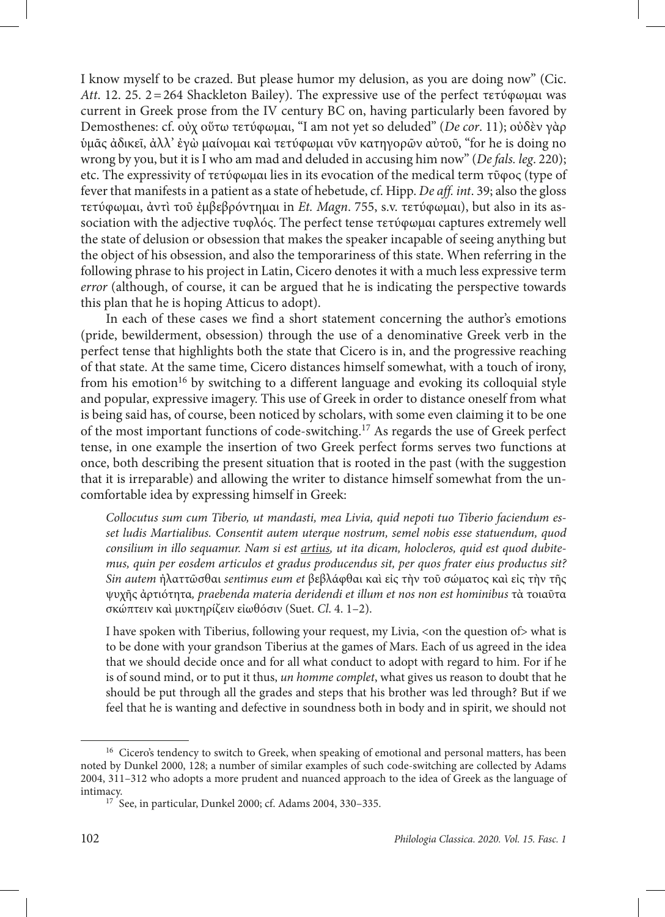I know myself to be crazed. But please humor my delusion, as you are doing now" (Cic. *Att*. 12. 25. 2 = 264 Shackleton Bailey). The expressive use of the perfect τετύφωμαι was current in Greek prose from the IV century BC on, having particularly been favored by Demosthenes: cf. οὐχ οὕτω τετύφωμαι, "I am not yet so deluded" (*De cor*. 11); οὐδὲν γὰρ ὑμᾶς ἀδικεῖ, ἀλλ' ἐγὼ μαίνομαι καὶ τετύφωμαι νῦν κατηγορῶν αὐτοῦ, "for he is doing no wrong by you, but it is I who am mad and deluded in accusing him now" (*De fals. leg*. 220); etc. The expressivity of τετύφωμαι lies in its evocation of the medical term τῦφος (type of fever that manifests in a patient as a state of hebetude, cf. Hipp. *De aff. int*. 39; also the gloss τετύφωμαι, ἀντὶ τοῦ ἐμβεβρόντημαι in *Et. Magn*. 755, s.v. τετύφωμαι), but also in its association with the adjective τυφλός. The perfect tense τετύφωμαι captures extremely well the state of delusion or obsession that makes the speaker incapable of seeing anything but the object of his obsession, and also the temporariness of this state. When referring in the following phrase to his project in Latin, Cicero denotes it with a much less expressive term *error* (although, of course, it can be argued that he is indicating the perspective towards this plan that he is hoping Atticus to adopt).

In each of these cases we find a short statement concerning the author's emotions (pride, bewilderment, obsession) through the use of a denominative Greek verb in the perfect tense that highlights both the state that Cicero is in, and the progressive reaching of that state. At the same time, Cicero distances himself somewhat, with a touch of irony, from his emotion[16] by switching to a different language and evoking its colloquial style and popular, expressive imagery. This use of Greek in order to distance oneself from what is being said has, of course, been noticed by scholars, with some even claiming it to be one of the most important functions of code-switching.[17] As regards the use of Greek perfect tense, in one example the insertion of two Greek perfect forms serves two functions at once, both describing the present situation that is rooted in the past (with the suggestion that it is irreparable) and allowing the writer to distance himself somewhat from the uncomfortable idea by expressing himself in Greek:

> *Collocutus sum cum Tiberio, ut mandasti, mea Livia, quid nepoti tuo Tiberio faciendum esset ludis Martialibus. Consentit autem uterque nostrum, semel nobis esse statuendum, quod consilium in illo sequamur. Nam si est <u>artius</u>, ut ita dicam, holocleros, quid est quod dubitemus, quin per eosdem articulos et gradus producendus sit, per quos frater eius productus sit? Sin autem* ἠλαττῶσθαι *sentimus eum et* βεβλάφθαι καὶ εἰς τὴν τοῦ σώματος καὶ εἰς τὴν τῆς ψυχῆς ἀρτιότητα, *praebenda materia deridendi et illum et nos non est hominibus* τὰ τοιαῦτα σκώπτειν καὶ μυκτηρίζειν εἰωθόσιν (Suet. *Cl*. 4. 1–2).
>
> I have spoken with Tiberius, following your request, my Livia, <on the question of> what is to be done with your grandson Tiberius at the games of Mars. Each of us agreed in the idea that we should decide once and for all what conduct to adopt with regard to him. For if he is of sound mind, or to put it thus, *un homme complet*, what gives us reason to doubt that he should be put through all the grades and steps that his brother was led through? But if we feel that he is wanting and defective in soundness both in body and in spirit, we should not

---

[16] Cicero's tendency to switch to Greek, when speaking of emotional and personal matters, has been noted by Dunkel 2000, 128; a number of similar examples of such code-switching are collected by Adams 2004, 311–312 who adopts a more prudent and nuanced approach to the idea of Greek as the language of intimacy.

[17] See, in particular, Dunkel 2000; cf. Adams 2004, 330–335.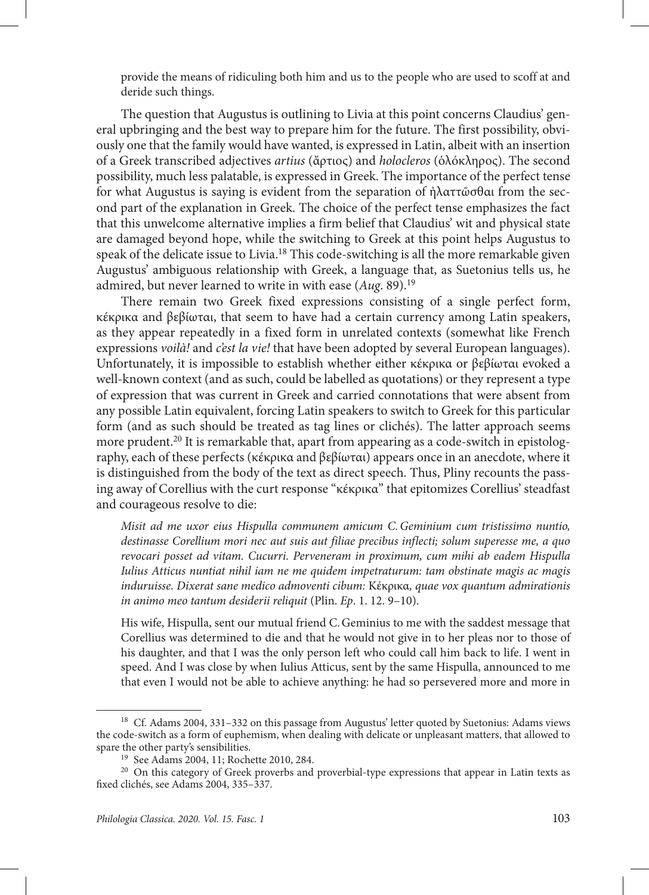provide the means of ridiculing both him and us to the people who are used to scoff at and deride such things.

The question that Augustus is outlining to Livia at this point concerns Claudius' general upbringing and the best way to prepare him for the future. The first possibility, obviously one that the family would have wanted, is expressed in Latin, albeit with an insertion of a Greek transcribed adjectives *artius* (ἄρτιος) and *holocleros* (ὁλόκληρος). The second possibility, much less palatable, is expressed in Greek. The importance of the perfect tense for what Augustus is saying is evident from the separation of ἠλαττῶσθαι from the second part of the explanation in Greek. The choice of the perfect tense emphasizes the fact that this unwelcome alternative implies a firm belief that Claudius' wit and physical state are damaged beyond hope, while the switching to Greek at this point helps Augustus to speak of the delicate issue to Livia.[18] This code-switching is all the more remarkable given Augustus' ambiguous relationship with Greek, a language that, as Suetonius tells us, he admired, but never learned to write in with ease (*Aug.* 89).[19]

There remain two Greek fixed expressions consisting of a single perfect form, κέκρικα and βεβίωται, that seem to have had a certain currency among Latin speakers, as they appear repeatedly in a fixed form in unrelated contexts (somewhat like French expressions *voilà!* and *c'est la vie!* that have been adopted by several European languages). Unfortunately, it is impossible to establish whether either κέκρικα or βεβίωται evoked a well-known context (and as such, could be labelled as quotations) or they represent a type of expression that was current in Greek and carried connotations that were absent from any possible Latin equivalent, forcing Latin speakers to switch to Greek for this particular form (and as such should be treated as tag lines or clichés). The latter approach seems more prudent.[20] It is remarkable that, apart from appearing as a code-switch in epistolography, each of these perfects (κέκρικα and βεβίωται) appears once in an anecdote, where it is distinguished from the body of the text as direct speech. Thus, Pliny recounts the passing away of Corellius with the curt response "κέκρικα" that epitomizes Corellius' steadfast and courageous resolve to die:

*Misit ad me uxor eius Hispulla communem amicum C. Geminium cum tristissimo nuntio, destinasse Corellium mori nec aut suis aut filiae precibus inflecti; solum superesse me, a quo revocari posset ad vitam. Cucurri. Perveneram in proximum, cum mihi ab eadem Hispulla Iulius Atticus nuntiat nihil iam ne me quidem impetraturum: tam obstinate magis ac magis induruisse. Dixerat sane medico admoventi cibum:* Κέκρικα*, quae vox quantum admirationis in animo meo tantum desiderii reliquit* (Plin. *Ep.* 1. 12. 9–10).

His wife, Hispulla, sent our mutual friend C. Geminius to me with the saddest message that Corellius was determined to die and that he would not give in to her pleas nor to those of his daughter, and that I was the only person left who could call him back to life. I went in speed. And I was close by when Iulius Atticus, sent by the same Hispulla, announced to me that even I would not be able to achieve anything: he had so persevered more and more in

---

[18] Cf. Adams 2004, 331–332 on this passage from Augustus' letter quoted by Suetonius: Adams views the code-switch as a form of euphemism, when dealing with delicate or unpleasant matters, that allowed to spare the other party's sensibilities.

[19] See Adams 2004, 11; Rochette 2010, 284.

[20] On this category of Greek proverbs and proverbial-type expressions that appear in Latin texts as fixed clichés, see Adams 2004, 335–337.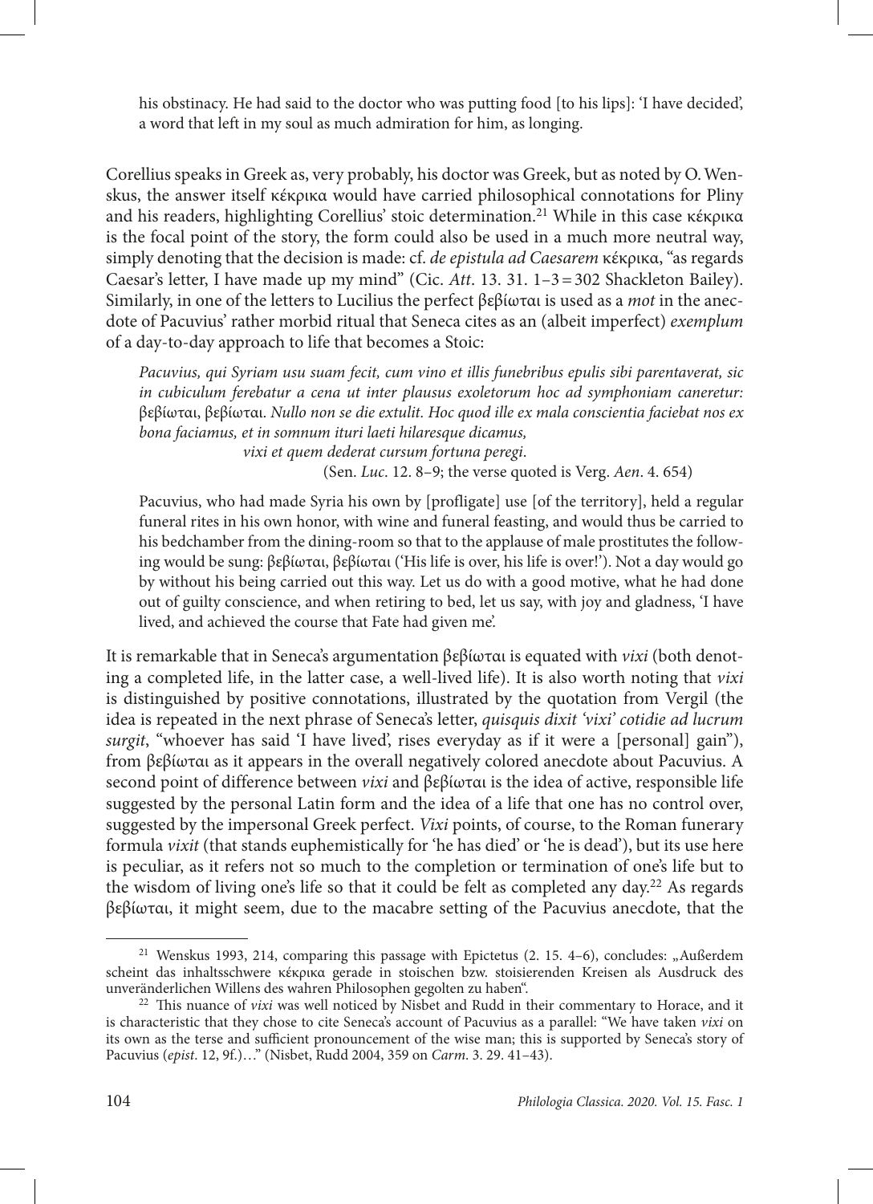his obstinacy. He had said to the doctor who was putting food [to his lips]: 'I have decided', a word that left in my soul as much admiration for him, as longing.

Corellius speaks in Greek as, very probably, his doctor was Greek, but as noted by O. Wenskus, the answer itself κέκρικα would have carried philosophical connotations for Pliny and his readers, highlighting Corellius' stoic determination.[21] While in this case κέκρικα is the focal point of the story, the form could also be used in a much more neutral way, simply denoting that the decision is made: cf. *de epistula ad Caesarem* κέκρικα, "as regards Caesar's letter, I have made up my mind" (Cic. *Att*. 13. 31. 1–3 = 302 Shackleton Bailey). Similarly, in one of the letters to Lucilius the perfect βεβίωται is used as a *mot* in the anecdote of Pacuvius' rather morbid ritual that Seneca cites as an (albeit imperfect) *exemplum* of a day-to-day approach to life that becomes a Stoic:

> *Pacuvius, qui Syriam usu suam fecit, cum vino et illis funebribus epulis sibi parentaverat, sic in cubiculum ferebatur a cena ut inter plausus exoletorum hoc ad symphoniam caneretur:* βεβίωται, βεβίωται. *Nullo non se die extulit. Hoc quod ille ex mala conscientia faciebat nos ex bona faciamus, et in somnum ituri laeti hilaresque dicamus,*
>
> *vixi et quem dederat cursum fortuna peregi*.
>
> (Sen. *Luc*. 12. 8–9; the verse quoted is Verg. *Aen*. 4. 654)
>
> Pacuvius, who had made Syria his own by [profligate] use [of the territory], held a regular funeral rites in his own honor, with wine and funeral feasting, and would thus be carried to his bedchamber from the dining-room so that to the applause of male prostitutes the following would be sung: βεβίωται, βεβίωται ('His life is over, his life is over!'). Not a day would go by without his being carried out this way. Let us do with a good motive, what he had done out of guilty conscience, and when retiring to bed, let us say, with joy and gladness, 'I have lived, and achieved the course that Fate had given me'.

It is remarkable that in Seneca's argumentation βεβίωται is equated with *vixi* (both denoting a completed life, in the latter case, a well-lived life). It is also worth noting that *vixi* is distinguished by positive connotations, illustrated by the quotation from Vergil (the idea is repeated in the next phrase of Seneca's letter, *quisquis dixit 'vixi' cotidie ad lucrum surgit*, "whoever has said 'I have lived', rises everyday as if it were a [personal] gain"), from βεβίωται as it appears in the overall negatively colored anecdote about Pacuvius. A second point of difference between *vixi* and βεβίωται is the idea of active, responsible life suggested by the personal Latin form and the idea of a life that one has no control over, suggested by the impersonal Greek perfect. *Vixi* points, of course, to the Roman funerary formula *vixit* (that stands euphemistically for 'he has died' or 'he is dead'), but its use here is peculiar, as it refers not so much to the completion or termination of one's life but to the wisdom of living one's life so that it could be felt as completed any day.[22] As regards βεβίωται, it might seem, due to the macabre setting of the Pacuvius anecdote, that the

---

[21] Wenskus 1993, 214, comparing this passage with Epictetus (2. 15. 4–6), concludes: „Außerdem scheint das inhaltsschwere κέκρικα gerade in stoischen bzw. stoisierenden Kreisen als Ausdruck des unveränderlichen Willens des wahren Philosophen gegolten zu haben".

[22] This nuance of *vixi* was well noticed by Nisbet and Rudd in their commentary to Horace, and it is characteristic that they chose to cite Seneca's account of Pacuvius as a parallel: "We have taken *vixi* on its own as the terse and sufficient pronouncement of the wise man; this is supported by Seneca's story of Pacuvius (*epist*. 12, 9f.)…" (Nisbet, Rudd 2004, 359 on *Carm*. 3. 29. 41–43).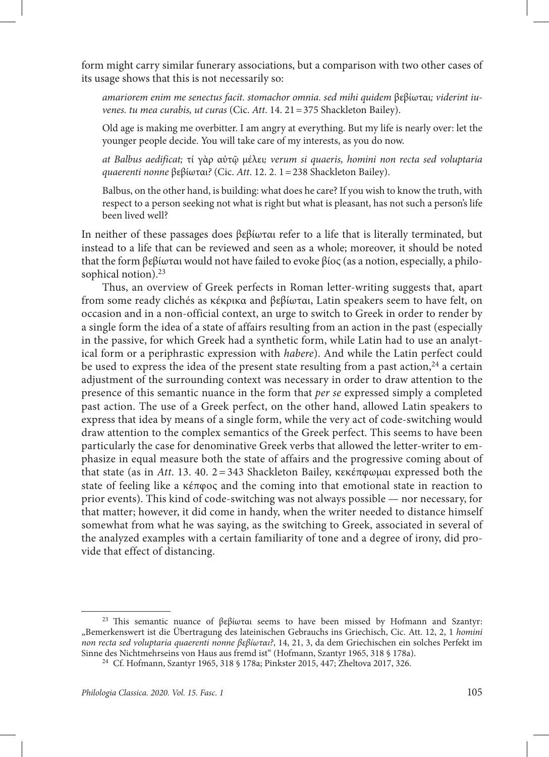form might carry similar funerary associations, but a comparison with two other cases of its usage shows that this is not necessarily so:

> *amariorem enim me senectus facit. stomachor omnia. sed mihi quidem* βεβίωται*; viderint iuvenes. tu mea curabis, ut curas* (Cic. *Att*. 14. 21 = 375 Shackleton Bailey).
>
> Old age is making me overbitter. I am angry at everything. But my life is nearly over: let the younger people decide. You will take care of my interests, as you do now.
>
> *at Balbus aedificat;* τί γὰρ αὐτῷ μέλει*; verum si quaeris, homini non recta sed voluptaria quaerenti nonne* βεβίωται*?* (Cic. *Att*. 12. 2. 1 = 238 Shackleton Bailey).
>
> Balbus, on the other hand, is building: what does he care? If you wish to know the truth, with respect to a person seeking not what is right but what is pleasant, has not such a person's life been lived well?

In neither of these passages does βεβίωται refer to a life that is literally terminated, but instead to a life that can be reviewed and seen as a whole; moreover, it should be noted that the form βεβίωται would not have failed to evoke βίος (as a notion, especially, a philosophical notion).[23]

Thus, an overview of Greek perfects in Roman letter-writing suggests that, apart from some ready clichés as κέκρικα and βεβίωται, Latin speakers seem to have felt, on occasion and in a non-official context, an urge to switch to Greek in order to render by a single form the idea of a state of affairs resulting from an action in the past (especially in the passive, for which Greek had a synthetic form, while Latin had to use an analytical form or a periphrastic expression with *habere*). And while the Latin perfect could be used to express the idea of the present state resulting from a past action,[24] a certain adjustment of the surrounding context was necessary in order to draw attention to the presence of this semantic nuance in the form that *per se* expressed simply a completed past action. The use of a Greek perfect, on the other hand, allowed Latin speakers to express that idea by means of a single form, while the very act of code-switching would draw attention to the complex semantics of the Greek perfect. This seems to have been particularly the case for denominative Greek verbs that allowed the letter-writer to emphasize in equal measure both the state of affairs and the progressive coming about of that state (as in *Att*. 13. 40. 2 = 343 Shackleton Bailey, κεκέπφωμαι expressed both the state of feeling like a κέπφος and the coming into that emotional state in reaction to prior events). This kind of code-switching was not always possible — nor necessary, for that matter; however, it did come in handy, when the writer needed to distance himself somewhat from what he was saying, as the switching to Greek, associated in several of the analyzed examples with a certain familiarity of tone and a degree of irony, did provide that effect of distancing.

---

[23] This semantic nuance of βεβίωται seems to have been missed by Hofmann and Szantyr: „Bemerkenswert ist die Übertragung des lateinischen Gebrauchs ins Griechisch, Cic. Att. 12, 2, 1 *homini non recta sed voluptaria quaerenti nonne βεβίωται?*, 14, 21, 3, da dem Griechischen ein solches Perfekt im Sinne des Nichtmehrseins von Haus aus fremd ist" (Hofmann, Szantyr 1965, 318 § 178a).

[24] Cf. Hofmann, Szantyr 1965, 318 § 178a; Pinkster 2015, 447; Zheltova 2017, 326.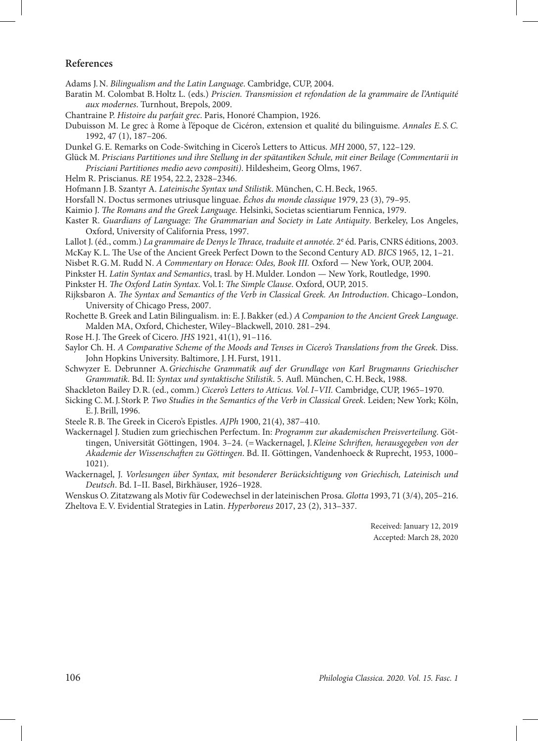## References

Adams J. N. *Bilingualism and the Latin Language*. Cambridge, CUP, 2004.

Baratin M. Colombat B. Holtz L. (eds.) *Priscien. Transmission et refondation de la grammaire de l'Antiquité aux modernes*. Turnhout, Brepols, 2009.

Chantraine P. *Histoire du parfait grec*. Paris, Honoré Champion, 1926.

Dubuisson M. Le grec à Rome à l'époque de Cicéron, extension et qualité du bilinguisme. *Annales E. S. C.* 1992, 47 (1), 187–206.

Dunkel G. E. Remarks on Code-Switching in Cicero's Letters to Atticus. *MH* 2000, 57, 122–129.

Glück M. *Priscians Partitiones und ihre Stellung in der spätantiken Schule, mit einer Beilage (Commentarii in Prisciani Partitiones medio aevo compositi)*. Hildesheim, Georg Olms, 1967.

Helm R. Priscianus. *RE* 1954, 22.2, 2328–2346.

Hofmann J. B. Szantyr A. *Lateinische Syntax und Stilistik*. München, C. H. Beck, 1965.

Horsfall N. Doctus sermones utriusque linguae. *Échos du monde classique* 1979, 23 (3), 79–95.

Kaimio J. *The Romans and the Greek Language*. Helsinki, Societas scientiarum Fennica, 1979.

Kaster R. *Guardians of Language: The Grammarian and Society in Late Antiquity*. Berkeley, Los Angeles, Oxford, University of California Press, 1997.

Lallot J. (éd., comm.) *La grammaire de Denys le Thrace, traduite et annotée*. 2e éd. Paris, CNRS éditions, 2003.

McKay K. L. The Use of the Ancient Greek Perfect Down to the Second Century AD. *BICS* 1965, 12, 1–21.

Nisbet R. G. M. Rudd N. *A Commentary on Horace: Odes, Book III.* Oxford — New York, OUP, 2004.

Pinkster H. *Latin Syntax and Semantics*, trasl. by H. Mulder. London — New York, Routledge, 1990.

Pinkster H. *The Oxford Latin Syntax*. Vol. I: *The Simple Clause*. Oxford, OUP, 2015.

Rijksbaron A. *The Syntax and Semantics of the Verb in Classical Greek. An Introduction*. Chicago–London, University of Chicago Press, 2007.

Rochette B. Greek and Latin Bilingualism. in: E. J. Bakker (ed.) *A Companion to the Ancient Greek Language*. Malden MA, Oxford, Chichester, Wiley–Blackwell, 2010. 281–294.

Rose H. J. The Greek of Cicero. *JHS* 1921, 41(1), 91–116.

Saylor Ch. H. *A Comparative Scheme of the Moods and Tenses in Cicero's Translations from the Greek*. Diss. John Hopkins University. Baltimore, J. H. Furst, 1911.

Schwyzer E. Debrunner A. *Griechische Grammatik auf der Grundlage von Karl Brugmanns Griechischer Grammatik*. Bd. II: *Syntax und syntaktische Stilistik*. 5. Aufl. München, C. H. Beck, 1988.

Shackleton Bailey D. R. (ed., comm.) *Cicero's Letters to Atticus. Vol. I–VII.* Cambridge, CUP, 1965–1970.

Sicking C. M. J. Stork P. *Two Studies in the Semantics of the Verb in Classical Greek*. Leiden; New York; Köln, E. J. Brill, 1996.

Steele R. B. The Greek in Cicero's Epistles. *AJPh* 1900, 21(4), 387–410.

Wackernagel J. Studien zum griechischen Perfectum. In: *Programm zur akademischen Preisverteilung*. Göttingen, Universität Göttingen, 1904. 3–24. (= Wackernagel, J. *Kleine Schriften, herausgegeben von der Akademie der Wissenschaften zu Göttingen*. Bd. II. Göttingen, Vandenhoeck & Ruprecht, 1953, 1000–1021).

Wackernagel, J. *Vorlesungen über Syntax, mit besonderer Berücksichtigung von Griechisch, Lateinisch und Deutsch*. Bd. I–II. Basel, Birkhäuser, 1926–1928.

Wenskus O. Zitatzwang als Motiv für Codewechsel in der lateinischen Prosa. *Glotta* 1993, 71 (3/4), 205–216.

Zheltova E. V. Evidential Strategies in Latin. *Hyperboreus* 2017, 23 (2), 313–337.

Received: January 12, 2019
Accepted: March 28, 2020